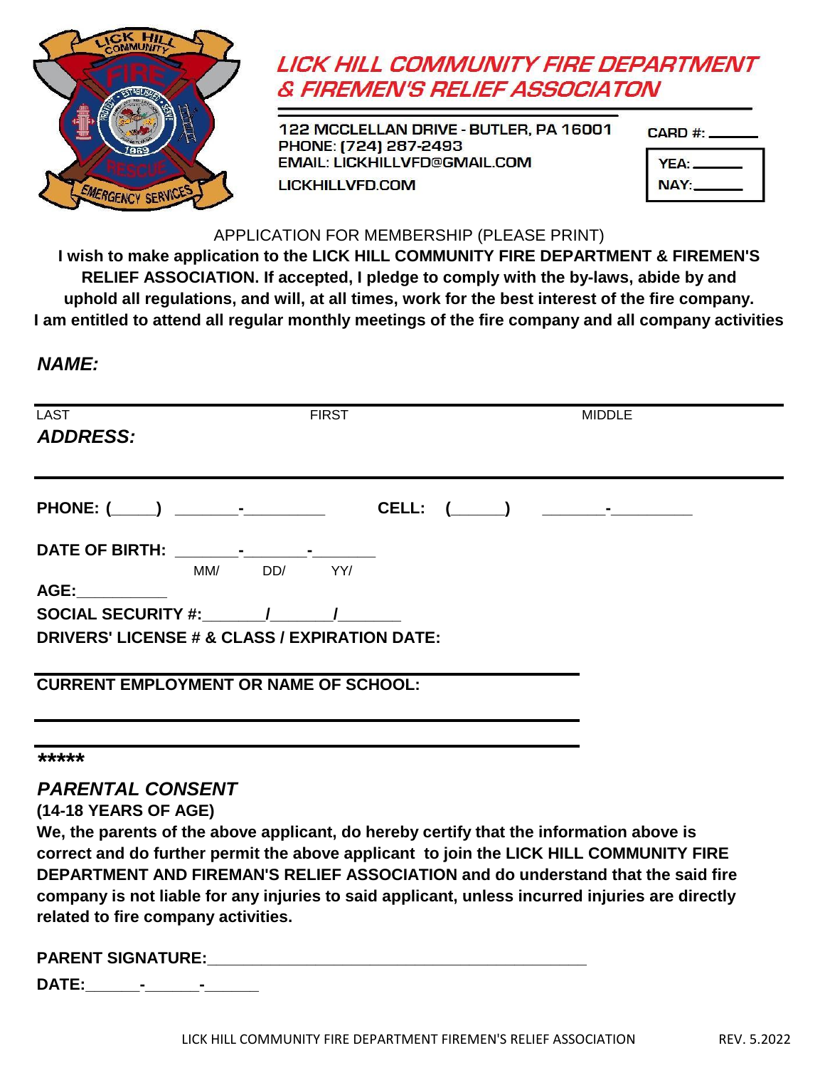# LICK HILL COMMUNITY FIRE DEPARTMENT & FIREMEN'S RELIEF ASSOCIATON

122 MCCLELLAN DRIVE - BUTLER, PA 16001
PHONE: (724) 287-2493
EMAIL: LICKHILLVFD@GMAIL.COM
LICKHILLVFD.COM

CARD #: ______

YEA: ______
NAY: ______

APPLICATION FOR MEMBERSHIP (PLEASE PRINT)

**I wish to make application to the LICK HILL COMMUNITY FIRE DEPARTMENT & FIREMEN'S RELIEF ASSOCIATION. If accepted, I pledge to comply with the by-laws, abide by and uphold all regulations, and will, at all times, work for the best interest of the fire company. I am entitled to attend all regular monthly meetings of the fire company and all company activities**

***NAME:***

LAST FIRST MIDDLE

***ADDRESS:***

**PHONE: (_____) _______-_________** **CELL: (_____) _______-_________**

**DATE OF BIRTH: _______-_______-_______**
MM/ DD/ YY/

**AGE:__________**

**SOCIAL SECURITY #:_______/_______/_______**

**DRIVERS' LICENSE # & CLASS / EXPIRATION DATE:**

**CURRENT EMPLOYMENT OR NAME OF SCHOOL:**

**\*\*\*\*\***

***PARENTAL CONSENT***

**(14-18 YEARS OF AGE)**

**We, the parents of the above applicant, do hereby certify that the information above is correct and do further permit the above applicant to join the LICK HILL COMMUNITY FIRE DEPARTMENT AND FIREMAN'S RELIEF ASSOCIATION and do understand that the said fire company is not liable for any injuries to said applicant, unless incurred injuries are directly related to fire company activities.**

**PARENT SIGNATURE:_________________________________________**

**DATE:______-______-______**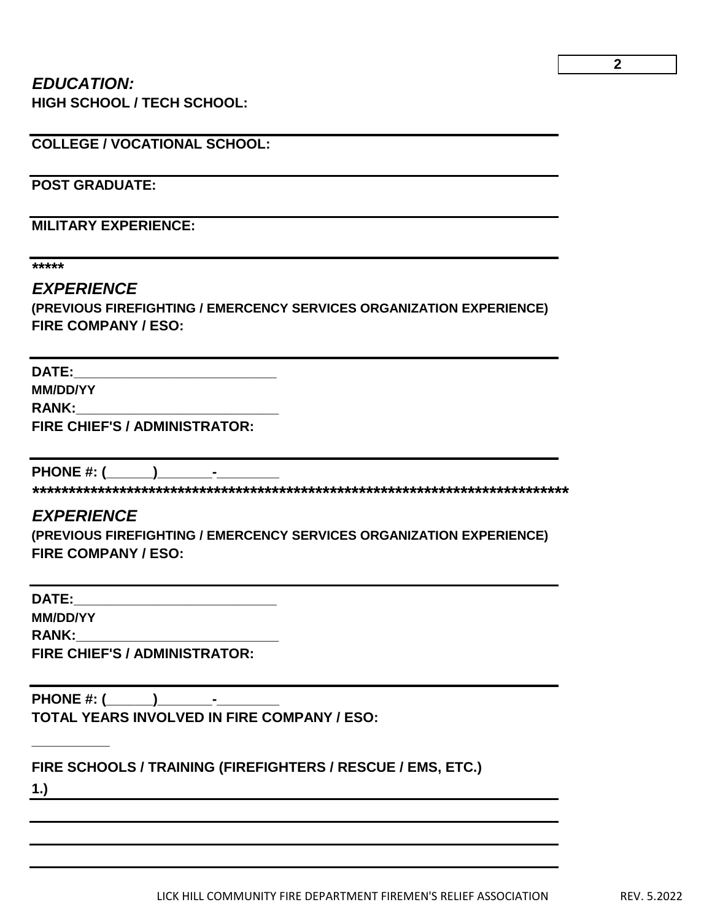***EDUCATION:***

**HIGH SCHOOL / TECH SCHOOL:**

---

**COLLEGE / VOCATIONAL SCHOOL:**

---

**POST GRADUATE:**

---

**MILITARY EXPERIENCE:**

---

**\*\*\*\*\***

***EXPERIENCE***

**(PREVIOUS FIREFIGHTING / EMERCENCY SERVICES ORGANIZATION EXPERIENCE)**

**FIRE COMPANY / ESO:**

---

**DATE:___________________________**

**MM/DD/YY**

**RANK:___________________________**

**FIRE CHIEF'S / ADMINISTRATOR:**

---

**PHONE #: (______)_______-________**

**\*\*\*\*\*\*\*\*\*\*\*\*\*\*\*\*\*\*\*\*\*\*\*\*\*\*\*\*\*\*\*\*\*\*\*\*\*\*\*\*\*\*\*\*\*\*\*\*\*\*\*\*\*\*\*\*\*\*\*\*\*\*\*\*\*\*\*\*\*\*\*\*\*\*\*\*\***

***EXPERIENCE***

**(PREVIOUS FIREFIGHTING / EMERCENCY SERVICES ORGANIZATION EXPERIENCE)**

**FIRE COMPANY / ESO:**

---

**DATE:___________________________**

**MM/DD/YY**

**RANK:___________________________**

**FIRE CHIEF'S / ADMINISTRATOR:**

---

**PHONE #: (______)_______-________**

**TOTAL YEARS INVOLVED IN FIRE COMPANY / ESO:**

__________

**FIRE SCHOOLS / TRAINING (FIREFIGHTERS / RESCUE / EMS, ETC.)**

**1.)**

---

---

---

---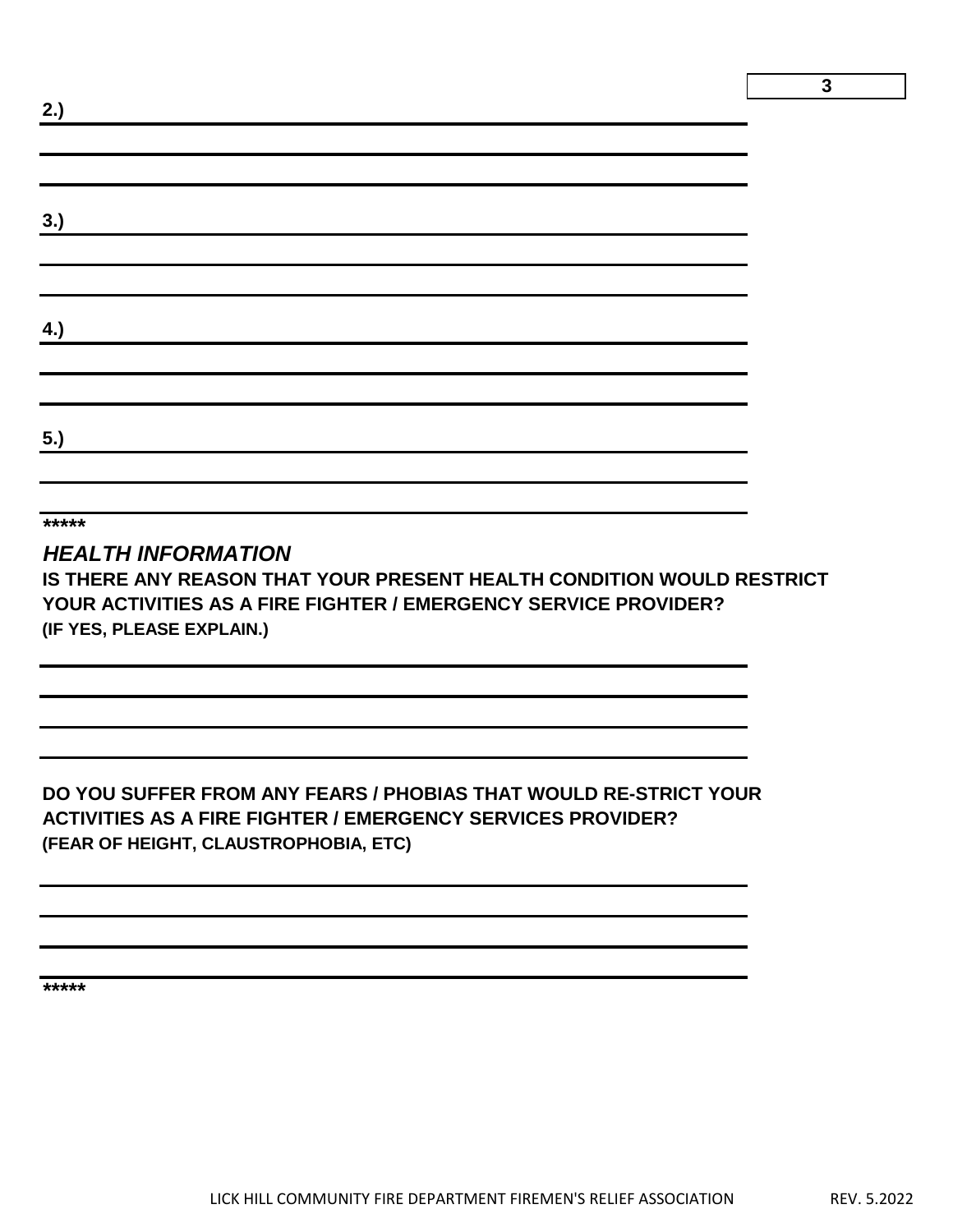2.)

3.)

4.)

5.)

*****

### *HEALTH INFORMATION*

**IS THERE ANY REASON THAT YOUR PRESENT HEALTH CONDITION WOULD RESTRICT YOUR ACTIVITIES AS A FIRE FIGHTER / EMERGENCY SERVICE PROVIDER?**
**(IF YES, PLEASE EXPLAIN.)**

**DO YOU SUFFER FROM ANY FEARS / PHOBIAS THAT WOULD RE-STRICT YOUR ACTIVITIES AS A FIRE FIGHTER / EMERGENCY SERVICES PROVIDER?**
**(FEAR OF HEIGHT, CLAUSTROPHOBIA, ETC)**

*****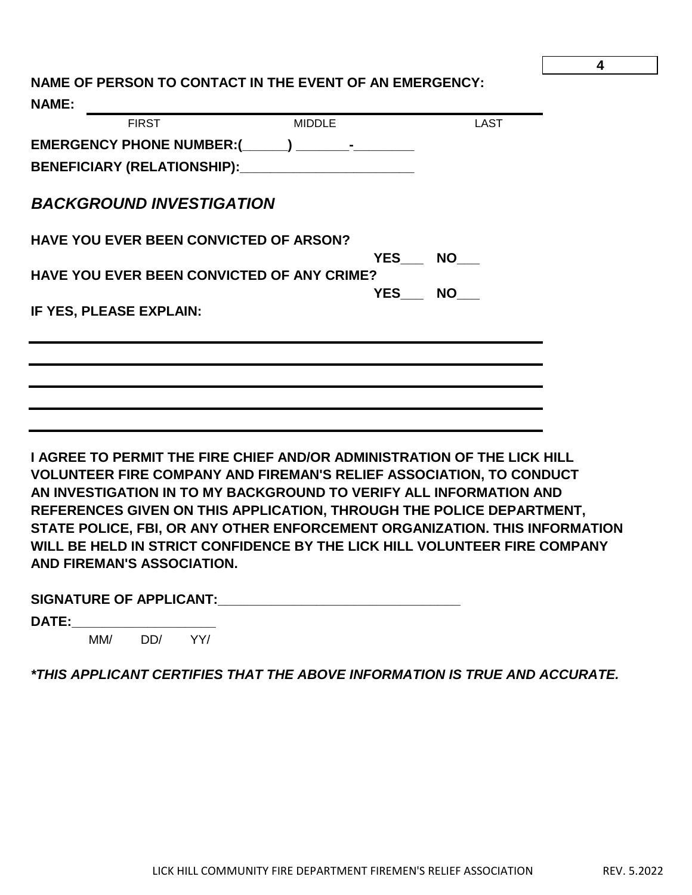**NAME OF PERSON TO CONTACT IN THE EVENT OF AN EMERGENCY:**

**NAME:** ____________________________________________________________

FIRST MIDDLE LAST

**EMERGENCY PHONE NUMBER:(\_\_\_\_\_\_) \_\_\_\_\_\_\_-\_\_\_\_\_\_\_\_**

**BENEFICIARY (RELATIONSHIP):\_\_\_\_\_\_\_\_\_\_\_\_\_\_\_\_\_\_\_\_\_\_\_\_**

## *BACKGROUND INVESTIGATION*

**HAVE YOU EVER BEEN CONVICTED OF ARSON?**

**YES\_\_\_ NO\_\_\_**

**HAVE YOU EVER BEEN CONVICTED OF ANY CRIME?**

**YES\_\_\_ NO\_\_\_**

**IF YES, PLEASE EXPLAIN:**

____________________________________________________________

____________________________________________________________

____________________________________________________________

____________________________________________________________

____________________________________________________________

**I AGREE TO PERMIT THE FIRE CHIEF AND/OR ADMINISTRATION OF THE LICK HILL VOLUNTEER FIRE COMPANY AND FIREMAN'S RELIEF ASSOCIATION, TO CONDUCT AN INVESTIGATION IN TO MY BACKGROUND TO VERIFY ALL INFORMATION AND REFERENCES GIVEN ON THIS APPLICATION, THROUGH THE POLICE DEPARTMENT, STATE POLICE, FBI, OR ANY OTHER ENFORCEMENT ORGANIZATION. THIS INFORMATION WILL BE HELD IN STRICT CONFIDENCE BY THE LICK HILL VOLUNTEER FIRE COMPANY AND FIREMAN'S ASSOCIATION.**

**SIGNATURE OF APPLICANT:\_\_\_\_\_\_\_\_\_\_\_\_\_\_\_\_\_\_\_\_\_\_\_\_\_\_\_\_\_\_\_\_\_\_**

**DATE:\_\_\_\_\_\_\_\_\_\_\_\_\_\_\_\_\_\_\_\_**

MM/ DD/ YY/

***THIS APPLICANT CERTIFIES THAT THE ABOVE INFORMATION IS TRUE AND ACCURATE.***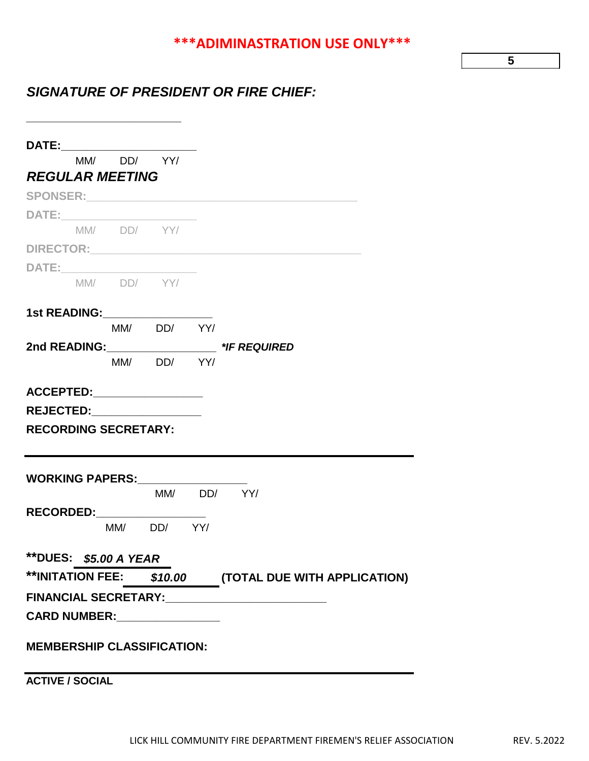***ADIMINASTRATION USE ONLY***

***SIGNATURE OF PRESIDENT OR FIRE CHIEF:***

_________________________

**DATE:**_____________________
MM/ DD/ YY/

***REGULAR MEETING***

**SPONSER:**__________________________________________

**DATE:**_____________________
MM/ DD/ YY/

**DIRECTOR:**__________________________________________

**DATE:**_____________________
MM/ DD/ YY/

**1st READING:**_________________
MM/ DD/ YY/

**2nd READING:**_________________ ***IF REQUIRED**
MM/ DD/ YY/

**ACCEPTED:**_________________

**REJECTED:**_________________

**RECORDING SECRETARY:**

---

**WORKING PAPERS:**_________________
MM/ DD/ YY/

**RECORDED:**_________________
MM/ DD/ YY/

****DUES:** ***$5.00 A YEAR***

****INITATION FEE:** ***$10.00*** **(TOTAL DUE WITH APPLICATION)**

**FINANCIAL SECRETARY:**_________________________

**CARD NUMBER:**________________

**MEMBERSHIP CLASSIFICATION:**

---

**ACTIVE / SOCIAL**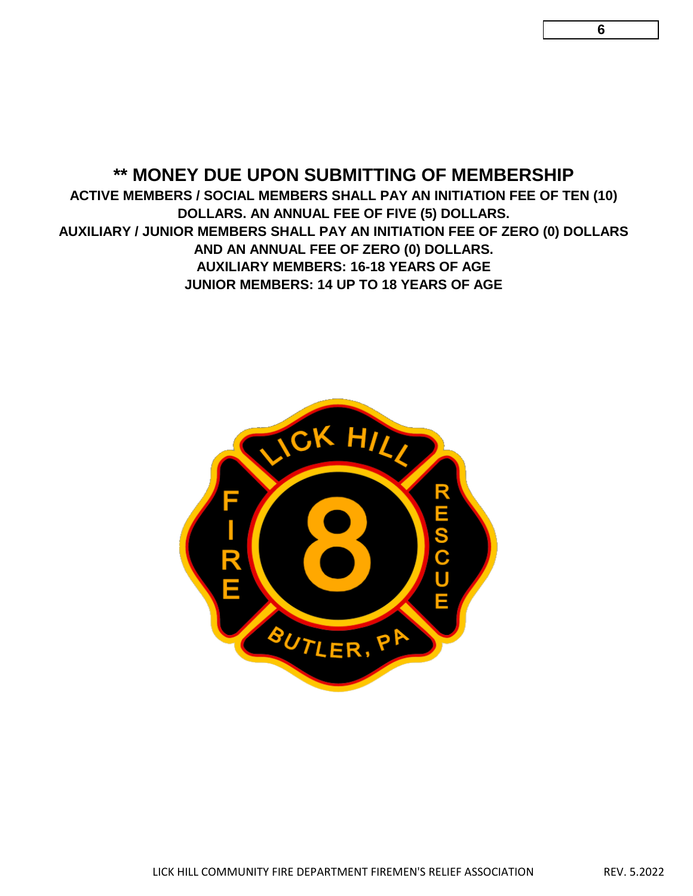## ** MONEY DUE UPON SUBMITTING OF MEMBERSHIP

**ACTIVE MEMBERS / SOCIAL MEMBERS SHALL PAY AN INITIATION FEE OF TEN (10) DOLLARS. AN ANNUAL FEE OF FIVE (5) DOLLARS.**

**AUXILIARY / JUNIOR MEMBERS SHALL PAY AN INITIATION FEE OF ZERO (0) DOLLARS AND AN ANNUAL FEE OF ZERO (0) DOLLARS.**

**AUXILIARY MEMBERS: 16-18 YEARS OF AGE**

**JUNIOR MEMBERS: 14 UP TO 18 YEARS OF AGE**

LICK HILL

FIRE

8

RESCUE

BUTLER, PA